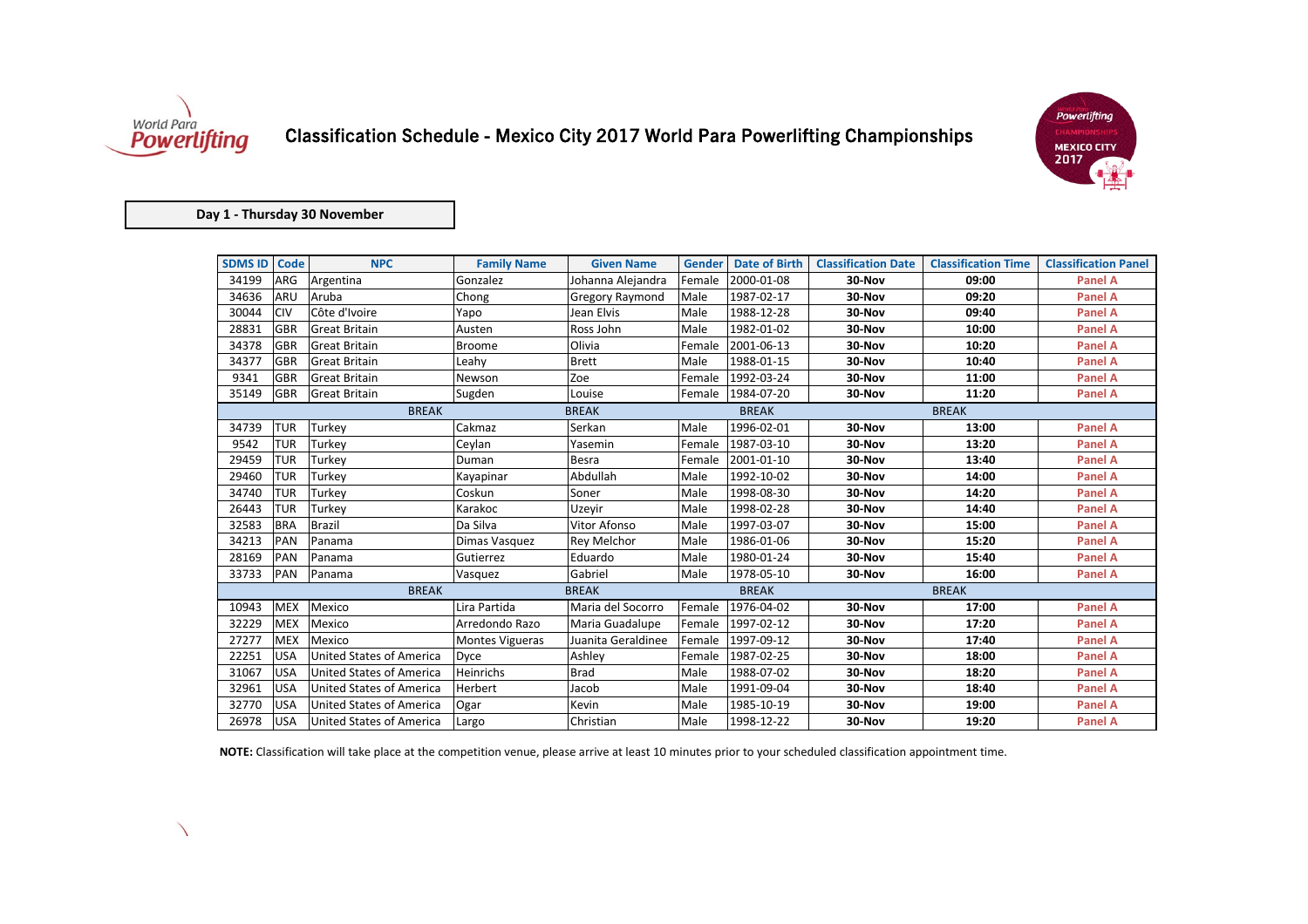# Classification Schedule - Mexico City 2017 World Para Powerlifting Championships

## Day 1 - Thursday 30 November

| SDMS ID | Code | NPC | Family Name | Given Name | Gender | Date of Birth | Classification Date | Classification Time | Classification Panel |
|---|---|---|---|---|---|---|---|---|---|
| 34199 | ARG | Argentina | Gonzalez | Johanna Alejandra | Female | 2000-01-08 | 30-Nov | 09:00 | Panel A |
| 34636 | ARU | Aruba | Chong | Gregory Raymond | Male | 1987-02-17 | 30-Nov | 09:20 | Panel A |
| 30044 | CIV | Côte d'Ivoire | Yapo | Jean Elvis | Male | 1988-12-28 | 30-Nov | 09:40 | Panel A |
| 28831 | GBR | Great Britain | Austen | Ross John | Male | 1982-01-02 | 30-Nov | 10:00 | Panel A |
| 34378 | GBR | Great Britain | Broome | Olivia | Female | 2001-06-13 | 30-Nov | 10:20 | Panel A |
| 34377 | GBR | Great Britain | Leahy | Brett | Male | 1988-01-15 | 30-Nov | 10:40 | Panel A |
| 9341 | GBR | Great Britain | Newson | Zoe | Female | 1992-03-24 | 30-Nov | 11:00 | Panel A |
| 35149 | GBR | Great Britain | Sugden | Louise | Female | 1984-07-20 | 30-Nov | 11:20 | Panel A |
| | | BREAK | BREAK | | | BREAK | | BREAK | |
| 34739 | TUR | Turkey | Cakmaz | Serkan | Male | 1996-02-01 | 30-Nov | 13:00 | Panel A |
| 9542 | TUR | Turkey | Ceylan | Yasemin | Female | 1987-03-10 | 30-Nov | 13:20 | Panel A |
| 29459 | TUR | Turkey | Duman | Besra | Female | 2001-01-10 | 30-Nov | 13:40 | Panel A |
| 29460 | TUR | Turkey | Kayapinar | Abdullah | Male | 1992-10-02 | 30-Nov | 14:00 | Panel A |
| 34740 | TUR | Turkey | Coskun | Soner | Male | 1998-08-30 | 30-Nov | 14:20 | Panel A |
| 26443 | TUR | Turkey | Karakoc | Uzeyir | Male | 1998-02-28 | 30-Nov | 14:40 | Panel A |
| 32583 | BRA | Brazil | Da Silva | Vitor Afonso | Male | 1997-03-07 | 30-Nov | 15:00 | Panel A |
| 34213 | PAN | Panama | Dimas Vasquez | Rey Melchor | Male | 1986-01-06 | 30-Nov | 15:20 | Panel A |
| 28169 | PAN | Panama | Gutierrez | Eduardo | Male | 1980-01-24 | 30-Nov | 15:40 | Panel A |
| 33733 | PAN | Panama | Vasquez | Gabriel | Male | 1978-05-10 | 30-Nov | 16:00 | Panel A |
| | | BREAK | BREAK | | | BREAK | | BREAK | |
| 10943 | MEX | Mexico | Lira Partida | Maria del Socorro | Female | 1976-04-02 | 30-Nov | 17:00 | Panel A |
| 32229 | MEX | Mexico | Arredondo Razo | Maria Guadalupe | Female | 1997-02-12 | 30-Nov | 17:20 | Panel A |
| 27277 | MEX | Mexico | Montes Vigueras | Juanita Geraldinee | Female | 1997-09-12 | 30-Nov | 17:40 | Panel A |
| 22251 | USA | United States of America | Dyce | Ashley | Female | 1987-02-25 | 30-Nov | 18:00 | Panel A |
| 31067 | USA | United States of America | Heinrichs | Brad | Male | 1988-07-02 | 30-Nov | 18:20 | Panel A |
| 32961 | USA | United States of America | Herbert | Jacob | Male | 1991-09-04 | 30-Nov | 18:40 | Panel A |
| 32770 | USA | United States of America | Ogar | Kevin | Male | 1985-10-19 | 30-Nov | 19:00 | Panel A |
| 26978 | USA | United States of America | Largo | Christian | Male | 1998-12-22 | 30-Nov | 19:20 | Panel A |

**NOTE:** Classification will take place at the competition venue, please arrive at least 10 minutes prior to your scheduled classification appointment time.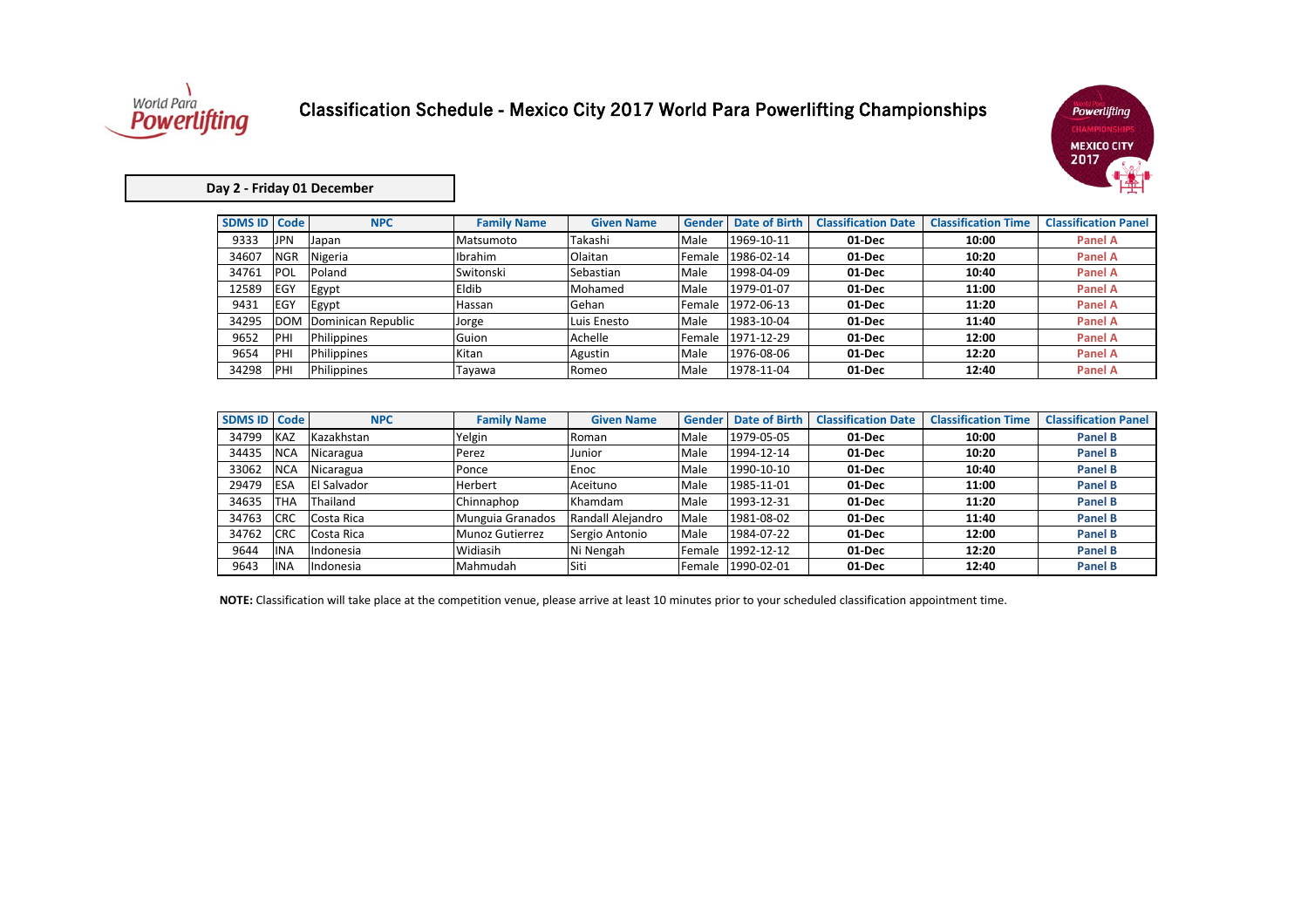# Classification Schedule - Mexico City 2017 World Para Powerlifting Championships

**Day 2 - Friday 01 December**

| SDMS ID | Code | NPC | Family Name | Given Name | Gender | Date of Birth | Classification Date | Classification Time | Classification Panel |
|---|---|---|---|---|---|---|---|---|---|
| 9333 | JPN | Japan | Matsumoto | Takashi | Male | 1969-10-11 | 01-Dec | 10:00 | Panel A |
| 34607 | NGR | Nigeria | Ibrahim | Olaitan | Female | 1986-02-14 | 01-Dec | 10:20 | Panel A |
| 34761 | POL | Poland | Switonski | Sebastian | Male | 1998-04-09 | 01-Dec | 10:40 | Panel A |
| 12589 | EGY | Egypt | Eldib | Mohamed | Male | 1979-01-07 | 01-Dec | 11:00 | Panel A |
| 9431 | EGY | Egypt | Hassan | Gehan | Female | 1972-06-13 | 01-Dec | 11:20 | Panel A |
| 34295 | DOM | Dominican Republic | Jorge | Luis Enesto | Male | 1983-10-04 | 01-Dec | 11:40 | Panel A |
| 9652 | PHI | Philippines | Guion | Achelle | Female | 1971-12-29 | 01-Dec | 12:00 | Panel A |
| 9654 | PHI | Philippines | Kitan | Agustin | Male | 1976-08-06 | 01-Dec | 12:20 | Panel A |
| 34298 | PHI | Philippines | Tayawa | Romeo | Male | 1978-11-04 | 01-Dec | 12:40 | Panel A |

| SDMS ID | Code | NPC | Family Name | Given Name | Gender | Date of Birth | Classification Date | Classification Time | Classification Panel |
|---|---|---|---|---|---|---|---|---|---|
| 34799 | KAZ | Kazakhstan | Yelgin | Roman | Male | 1979-05-05 | 01-Dec | 10:00 | Panel B |
| 34435 | NCA | Nicaragua | Perez | Junior | Male | 1994-12-14 | 01-Dec | 10:20 | Panel B |
| 33062 | NCA | Nicaragua | Ponce | Enoc | Male | 1990-10-10 | 01-Dec | 10:40 | Panel B |
| 29479 | ESA | El Salvador | Herbert | Aceituno | Male | 1985-11-01 | 01-Dec | 11:00 | Panel B |
| 34635 | THA | Thailand | Chinnaphop | Khamdam | Male | 1993-12-31 | 01-Dec | 11:20 | Panel B |
| 34763 | CRC | Costa Rica | Munguia Granados | Randall Alejandro | Male | 1981-08-02 | 01-Dec | 11:40 | Panel B |
| 34762 | CRC | Costa Rica | Munoz Gutierrez | Sergio Antonio | Male | 1984-07-22 | 01-Dec | 12:00 | Panel B |
| 9644 | INA | Indonesia | Widiasih | Ni Nengah | Female | 1992-12-12 | 01-Dec | 12:20 | Panel B |
| 9643 | INA | Indonesia | Mahmudah | Siti | Female | 1990-02-01 | 01-Dec | 12:40 | Panel B |

**NOTE:** Classification will take place at the competition venue, please arrive at least 10 minutes prior to your scheduled classification appointment time.